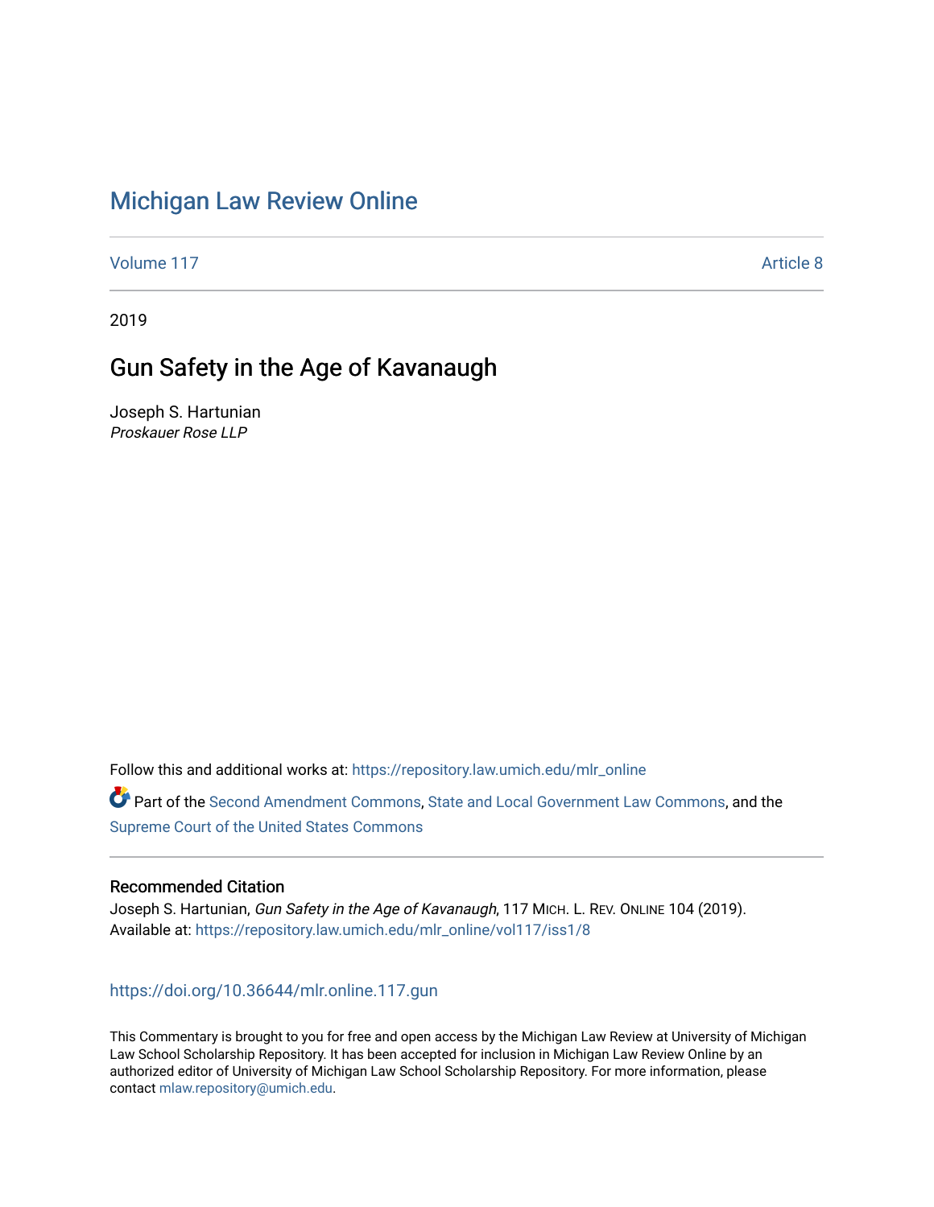# Michigan Law Review Online

Volume 117 | Article 8

2019

## Gun Safety in the Age of Kavanaugh

Joseph S. Hartunian
*Proskauer Rose LLP*

Follow this and additional works at: https://repository.law.umich.edu/mlr_online

Part of the Second Amendment Commons, State and Local Government Law Commons, and the Supreme Court of the United States Commons

### Recommended Citation

Joseph S. Hartunian, *Gun Safety in the Age of Kavanaugh*, 117 MICH. L. REV. ONLINE 104 (2019).
Available at: https://repository.law.umich.edu/mlr_online/vol117/iss1/8

https://doi.org/10.36644/mlr.online.117.gun

This Commentary is brought to you for free and open access by the Michigan Law Review at University of Michigan Law School Scholarship Repository. It has been accepted for inclusion in Michigan Law Review Online by an authorized editor of University of Michigan Law School Scholarship Repository. For more information, please contact mlaw.repository@umich.edu.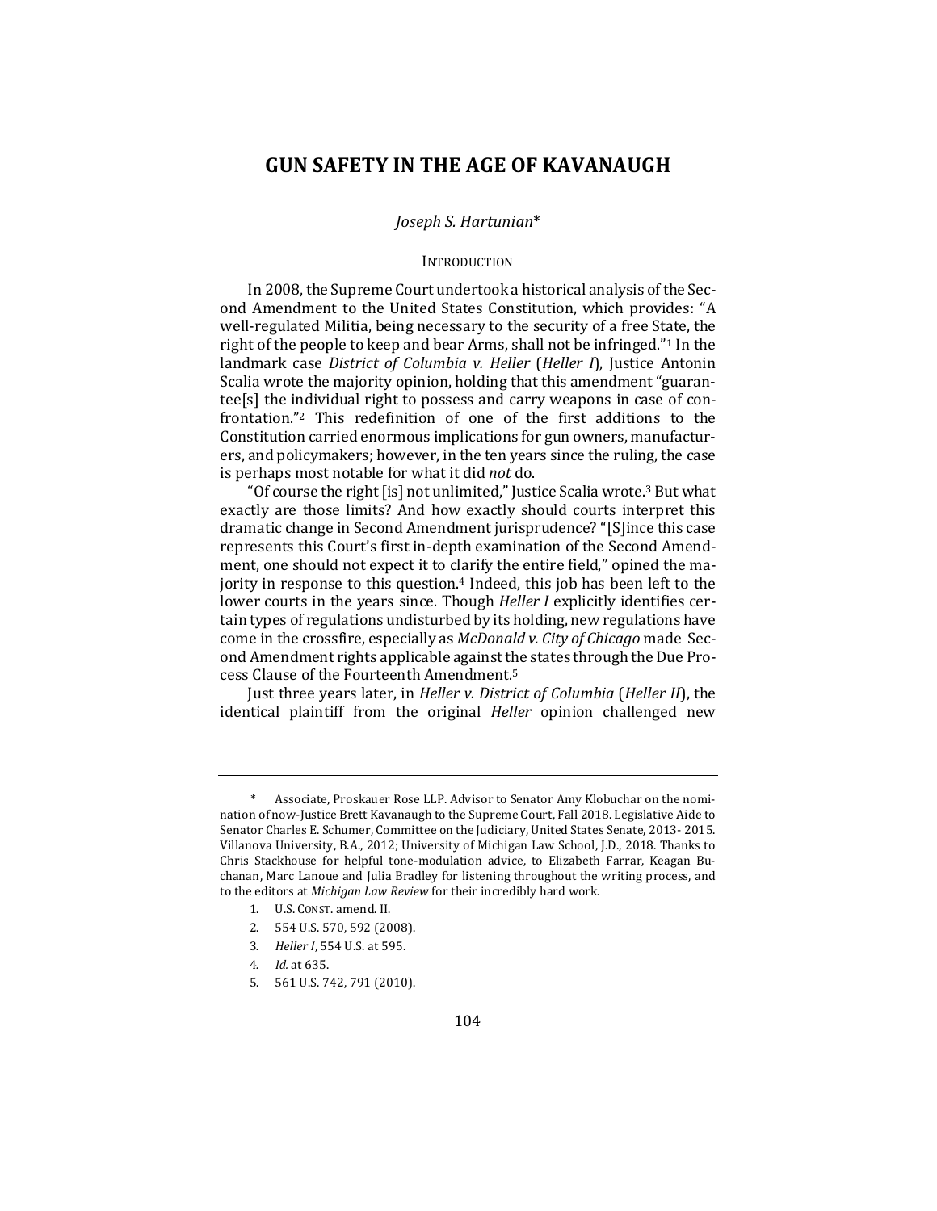# GUN SAFETY IN THE AGE OF KAVANAUGH

*Joseph S. Hartunian*\*

## Introduction

In 2008, the Supreme Court undertook a historical analysis of the Second Amendment to the United States Constitution, which provides: "A well-regulated Militia, being necessary to the security of a free State, the right of the people to keep and bear Arms, shall not be infringed."[1] In the landmark case *District of Columbia v. Heller* (*Heller I*), Justice Antonin Scalia wrote the majority opinion, holding that this amendment "guarantee[s] the individual right to possess and carry weapons in case of confrontation."[2] This redefinition of one of the first additions to the Constitution carried enormous implications for gun owners, manufacturers, and policymakers; however, in the ten years since the ruling, the case is perhaps most notable for what it did *not* do.

"Of course the right [is] not unlimited," Justice Scalia wrote.[3] But what exactly are those limits? And how exactly should courts interpret this dramatic change in Second Amendment jurisprudence? "[S]ince this case represents this Court's first in-depth examination of the Second Amendment, one should not expect it to clarify the entire field," opined the majority in response to this question.[4] Indeed, this job has been left to the lower courts in the years since. Though *Heller I* explicitly identifies certain types of regulations undisturbed by its holding, new regulations have come in the crossfire, especially as *McDonald v. City of Chicago* made Second Amendment rights applicable against the states through the Due Process Clause of the Fourteenth Amendment.[5]

Just three years later, in *Heller v. District of Columbia* (*Heller II*), the identical plaintiff from the original *Heller* opinion challenged new

---

\* Associate, Proskauer Rose LLP. Advisor to Senator Amy Klobuchar on the nomination of now-Justice Brett Kavanaugh to the Supreme Court, Fall 2018. Legislative Aide to Senator Charles E. Schumer, Committee on the Judiciary, United States Senate, 2013- 2015. Villanova University, B.A., 2012; University of Michigan Law School, J.D., 2018. Thanks to Chris Stackhouse for helpful tone-modulation advice, to Elizabeth Farrar, Keagan Buchanan, Marc Lanoue and Julia Bradley for listening throughout the writing process, and to the editors at *Michigan Law Review* for their incredibly hard work.

1. U.S. Const. amend. II.
2. 554 U.S. 570, 592 (2008).
3. *Heller I*, 554 U.S. at 595.
4. *Id.* at 635.
5. 561 U.S. 742, 791 (2010).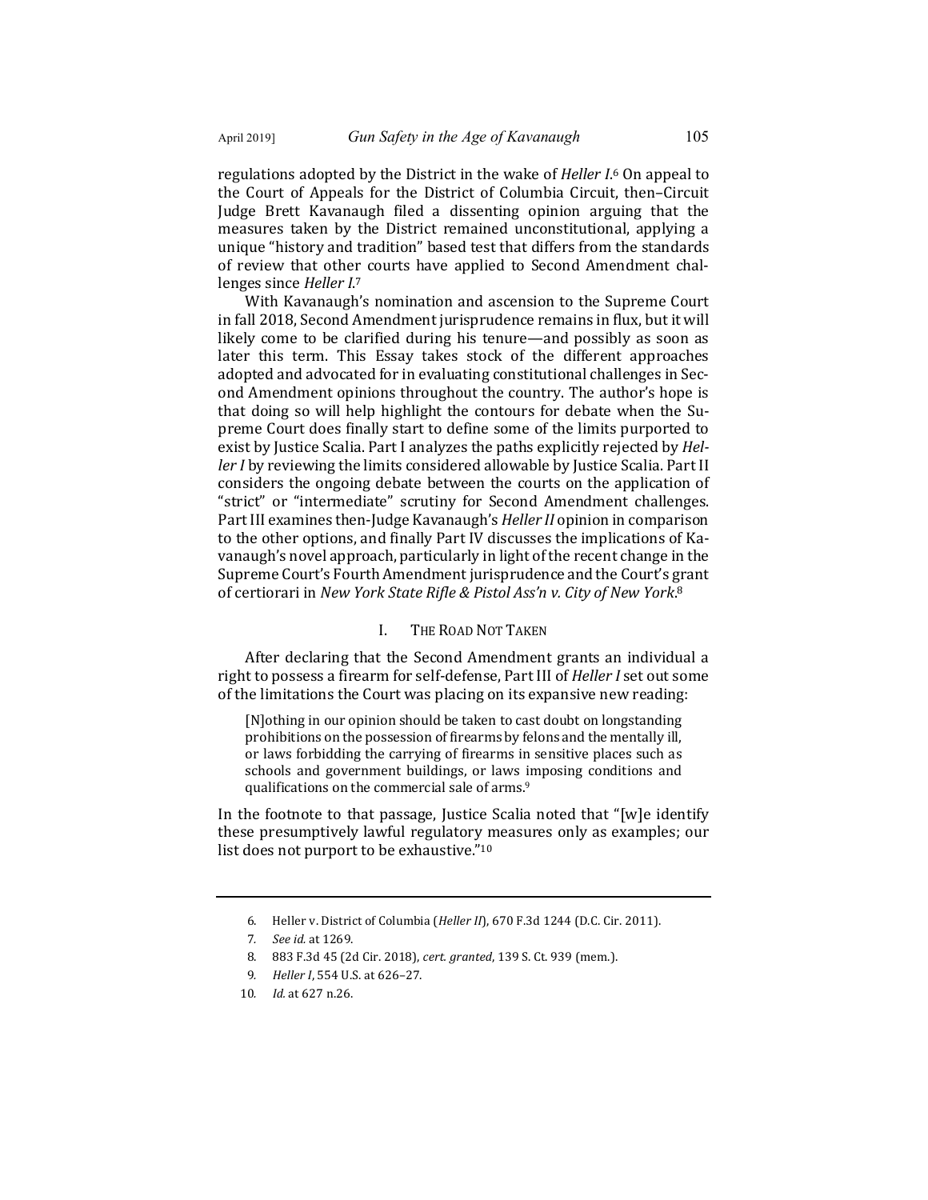regulations adopted by the District in the wake of *Heller I*.[6] On appeal to the Court of Appeals for the District of Columbia Circuit, then–Circuit Judge Brett Kavanaugh filed a dissenting opinion arguing that the measures taken by the District remained unconstitutional, applying a unique "history and tradition" based test that differs from the standards of review that other courts have applied to Second Amendment challenges since *Heller I*.[7]

With Kavanaugh's nomination and ascension to the Supreme Court in fall 2018, Second Amendment jurisprudence remains in flux, but it will likely come to be clarified during his tenure—and possibly as soon as later this term. This Essay takes stock of the different approaches adopted and advocated for in evaluating constitutional challenges in Second Amendment opinions throughout the country. The author's hope is that doing so will help highlight the contours for debate when the Supreme Court does finally start to define some of the limits purported to exist by Justice Scalia. Part I analyzes the paths explicitly rejected by *Heller I* by reviewing the limits considered allowable by Justice Scalia. Part II considers the ongoing debate between the courts on the application of "strict" or "intermediate" scrutiny for Second Amendment challenges. Part III examines then-Judge Kavanaugh's *Heller II* opinion in comparison to the other options, and finally Part IV discusses the implications of Kavanaugh's novel approach, particularly in light of the recent change in the Supreme Court's Fourth Amendment jurisprudence and the Court's grant of certiorari in *New York State Rifle & Pistol Ass'n v. City of New York*.[8]

## I. The Road Not Taken

After declaring that the Second Amendment grants an individual a right to possess a firearm for self-defense, Part III of *Heller I* set out some of the limitations the Court was placing on its expansive new reading:

> [N]othing in our opinion should be taken to cast doubt on longstanding prohibitions on the possession of firearms by felons and the mentally ill, or laws forbidding the carrying of firearms in sensitive places such as schools and government buildings, or laws imposing conditions and qualifications on the commercial sale of arms.[9]

In the footnote to that passage, Justice Scalia noted that "[w]e identify these presumptively lawful regulatory measures only as examples; our list does not purport to be exhaustive."[10]

---

6. Heller v. District of Columbia (*Heller II*), 670 F.3d 1244 (D.C. Cir. 2011).
7. *See id.* at 1269.
8. 883 F.3d 45 (2d Cir. 2018), *cert. granted*, 139 S. Ct. 939 (mem.).
9. *Heller I*, 554 U.S. at 626–27.
10. *Id.* at 627 n.26.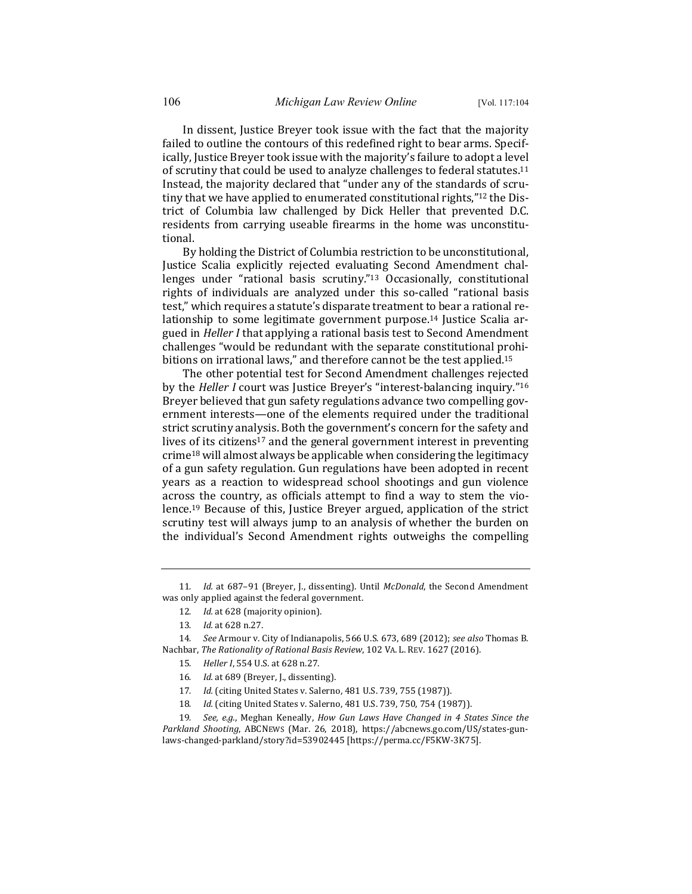In dissent, Justice Breyer took issue with the fact that the majority failed to outline the contours of this redefined right to bear arms. Specifically, Justice Breyer took issue with the majority's failure to adopt a level of scrutiny that could be used to analyze challenges to federal statutes.[11] Instead, the majority declared that "under any of the standards of scrutiny that we have applied to enumerated constitutional rights,"[12] the District of Columbia law challenged by Dick Heller that prevented D.C. residents from carrying useable firearms in the home was unconstitutional.

By holding the District of Columbia restriction to be unconstitutional, Justice Scalia explicitly rejected evaluating Second Amendment challenges under "rational basis scrutiny."[13] Occasionally, constitutional rights of individuals are analyzed under this so-called "rational basis test," which requires a statute's disparate treatment to bear a rational relationship to some legitimate government purpose.[14] Justice Scalia argued in *Heller I* that applying a rational basis test to Second Amendment challenges "would be redundant with the separate constitutional prohibitions on irrational laws," and therefore cannot be the test applied.[15]

The other potential test for Second Amendment challenges rejected by the *Heller I* court was Justice Breyer's "interest-balancing inquiry."[16] Breyer believed that gun safety regulations advance two compelling government interests—one of the elements required under the traditional strict scrutiny analysis. Both the government's concern for the safety and lives of its citizens[17] and the general government interest in preventing crime[18] will almost always be applicable when considering the legitimacy of a gun safety regulation. Gun regulations have been adopted in recent years as a reaction to widespread school shootings and gun violence across the country, as officials attempt to find a way to stem the violence.[19] Because of this, Justice Breyer argued, application of the strict scrutiny test will always jump to an analysis of whether the burden on the individual's Second Amendment rights outweighs the compelling

---

11. *Id.* at 687–91 (Breyer, J., dissenting). Until *McDonald*, the Second Amendment was only applied against the federal government.

12. *Id.* at 628 (majority opinion).

13. *Id.* at 628 n.27.

14. *See* Armour v. City of Indianapolis, 566 U.S. 673, 689 (2012); *see also* Thomas B. Nachbar, *The Rationality of Rational Basis Review*, 102 VA. L. REV. 1627 (2016).

15. *Heller I*, 554 U.S. at 628 n.27.

16. *Id.* at 689 (Breyer, J., dissenting).

17. *Id.* (citing United States v. Salerno, 481 U.S. 739, 755 (1987)).

18. *Id.* (citing United States v. Salerno, 481 U.S. 739, 750, 754 (1987)).

19. *See, e.g.*, Meghan Keneally, *How Gun Laws Have Changed in 4 States Since the Parkland Shooting*, ABCNEWS (Mar. 26, 2018), https://abcnews.go.com/US/states-gun-laws-changed-parkland/story?id=53902445 [https://perma.cc/F5KW-3K75].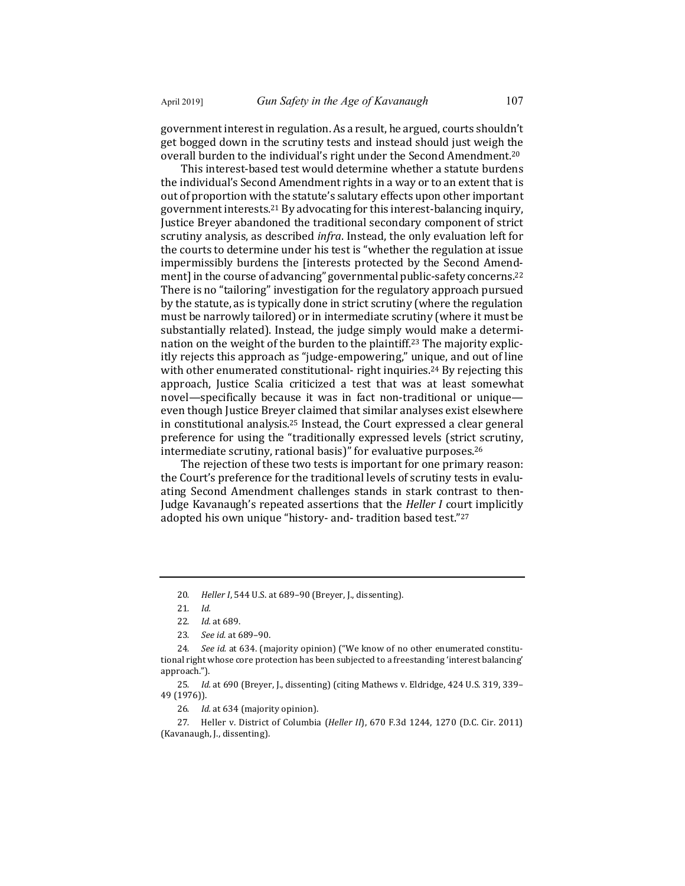government interest in regulation. As a result, he argued, courts shouldn't get bogged down in the scrutiny tests and instead should just weigh the overall burden to the individual's right under the Second Amendment.[20]

This interest-based test would determine whether a statute burdens the individual's Second Amendment rights in a way or to an extent that is out of proportion with the statute's salutary effects upon other important government interests.[21] By advocating for this interest-balancing inquiry, Justice Breyer abandoned the traditional secondary component of strict scrutiny analysis, as described *infra*. Instead, the only evaluation left for the courts to determine under his test is "whether the regulation at issue impermissibly burdens the [interests protected by the Second Amendment] in the course of advancing" governmental public-safety concerns.[22] There is no "tailoring" investigation for the regulatory approach pursued by the statute, as is typically done in strict scrutiny (where the regulation must be narrowly tailored) or in intermediate scrutiny (where it must be substantially related). Instead, the judge simply would make a determination on the weight of the burden to the plaintiff.[23] The majority explicitly rejects this approach as "judge-empowering," unique, and out of line with other enumerated constitutional- right inquiries.[24] By rejecting this approach, Justice Scalia criticized a test that was at least somewhat novel—specifically because it was in fact non-traditional or unique—even though Justice Breyer claimed that similar analyses exist elsewhere in constitutional analysis.[25] Instead, the Court expressed a clear general preference for using the "traditionally expressed levels (strict scrutiny, intermediate scrutiny, rational basis)" for evaluative purposes.[26]

The rejection of these two tests is important for one primary reason: the Court's preference for the traditional levels of scrutiny tests in evaluating Second Amendment challenges stands in stark contrast to then-Judge Kavanaugh's repeated assertions that the *Heller I* court implicitly adopted his own unique "history- and- tradition based test."[27]

---

20. *Heller I*, 544 U.S. at 689–90 (Breyer, J., dissenting).

21. *Id.*

22. *Id.* at 689.

23. *See id.* at 689–90.

24. *See id.* at 634. (majority opinion) ("We know of no other enumerated constitutional right whose core protection has been subjected to a freestanding 'interest balancing' approach.").

25. *Id.* at 690 (Breyer, J., dissenting) (citing Mathews v. Eldridge, 424 U.S. 319, 339–49 (1976)).

26. *Id.* at 634 (majority opinion).

27. Heller v. District of Columbia (*Heller II*), 670 F.3d 1244, 1270 (D.C. Cir. 2011) (Kavanaugh, J., dissenting).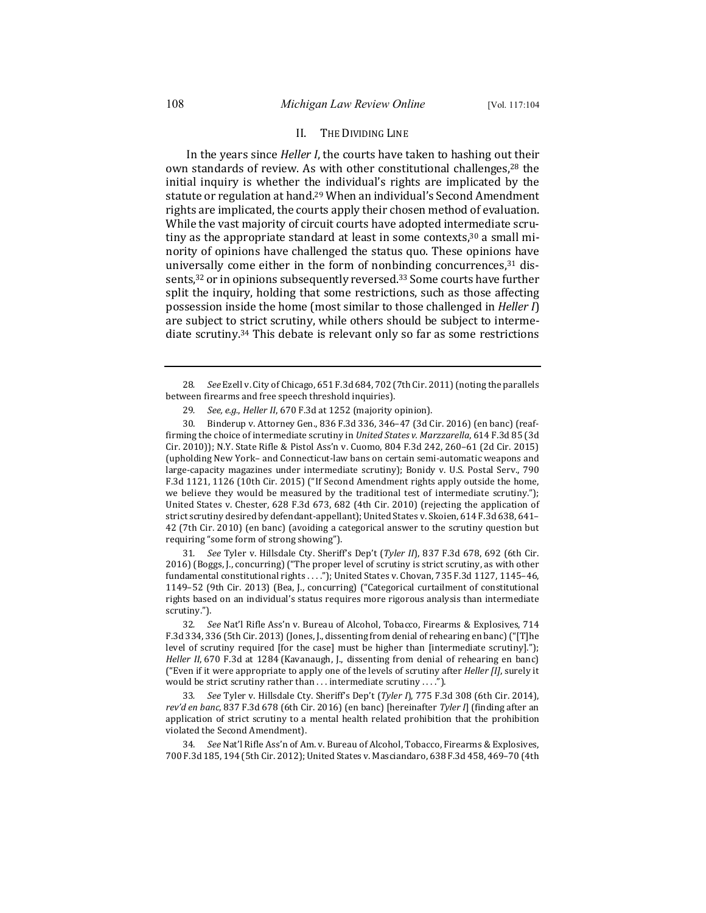## II. THE DIVIDING LINE

In the years since *Heller I*, the courts have taken to hashing out their own standards of review. As with other constitutional challenges,[28] the initial inquiry is whether the individual's rights are implicated by the statute or regulation at hand.[29] When an individual's Second Amendment rights are implicated, the courts apply their chosen method of evaluation. While the vast majority of circuit courts have adopted intermediate scrutiny as the appropriate standard at least in some contexts,[30] a small minority of opinions have challenged the status quo. These opinions have universally come either in the form of nonbinding concurrences,[31] dissents,[32] or in opinions subsequently reversed.[33] Some courts have further split the inquiry, holding that some restrictions, such as those affecting possession inside the home (most similar to those challenged in *Heller I*) are subject to strict scrutiny, while others should be subject to intermediate scrutiny.[34] This debate is relevant only so far as some restrictions

---

28. *See* Ezell v. City of Chicago, 651 F.3d 684, 702 (7th Cir. 2011) (noting the parallels between firearms and free speech threshold inquiries).

29. *See, e.g.*, *Heller II*, 670 F.3d at 1252 (majority opinion).

30. Binderup v. Attorney Gen., 836 F.3d 336, 346–47 (3d Cir. 2016) (en banc) (reaffirming the choice of intermediate scrutiny in *United States v. Marzzarella*, 614 F.3d 85 (3d Cir. 2010)); N.Y. State Rifle & Pistol Ass'n v. Cuomo, 804 F.3d 242, 260–61 (2d Cir. 2015) (upholding New York– and Connecticut-law bans on certain semi-automatic weapons and large-capacity magazines under intermediate scrutiny); Bonidy v. U.S. Postal Serv., 790 F.3d 1121, 1126 (10th Cir. 2015) ("If Second Amendment rights apply outside the home, we believe they would be measured by the traditional test of intermediate scrutiny."); United States v. Chester, 628 F.3d 673, 682 (4th Cir. 2010) (rejecting the application of strict scrutiny desired by defendant-appellant); United States v. Skoien, 614 F.3d 638, 641–42 (7th Cir. 2010) (en banc) (avoiding a categorical answer to the scrutiny question but requiring "some form of strong showing").

31. *See* Tyler v. Hillsdale Cty. Sheriff's Dep't (*Tyler II*), 837 F.3d 678, 692 (6th Cir. 2016) (Boggs, J., concurring) ("The proper level of scrutiny is strict scrutiny, as with other fundamental constitutional rights . . . ."); United States v. Chovan, 735 F.3d 1127, 1145–46, 1149–52 (9th Cir. 2013) (Bea, J., concurring) ("Categorical curtailment of constitutional rights based on an individual's status requires more rigorous analysis than intermediate scrutiny.").

32. *See* Nat'l Rifle Ass'n v. Bureau of Alcohol, Tobacco, Firearms & Explosives, 714 F.3d 334, 336 (5th Cir. 2013) (Jones, J., dissenting from denial of rehearing en banc) ("[T]he level of scrutiny required [for the case] must be higher than [intermediate scrutiny]."); *Heller II*, 670 F.3d at 1284 (Kavanaugh, J., dissenting from denial of rehearing en banc) ("Even if it were appropriate to apply one of the levels of scrutiny after *Heller [I]*, surely it would be strict scrutiny rather than . . . intermediate scrutiny . . . .").

33. *See* Tyler v. Hillsdale Cty. Sheriff's Dep't (*Tyler I*), 775 F.3d 308 (6th Cir. 2014), *rev'd en banc*, 837 F.3d 678 (6th Cir. 2016) (en banc) [hereinafter *Tyler I*] (finding after an application of strict scrutiny to a mental health related prohibition that the prohibition violated the Second Amendment).

34. *See* Nat'l Rifle Ass'n of Am. v. Bureau of Alcohol, Tobacco, Firearms & Explosives, 700 F.3d 185, 194 (5th Cir. 2012); United States v. Masciandaro, 638 F.3d 458, 469–70 (4th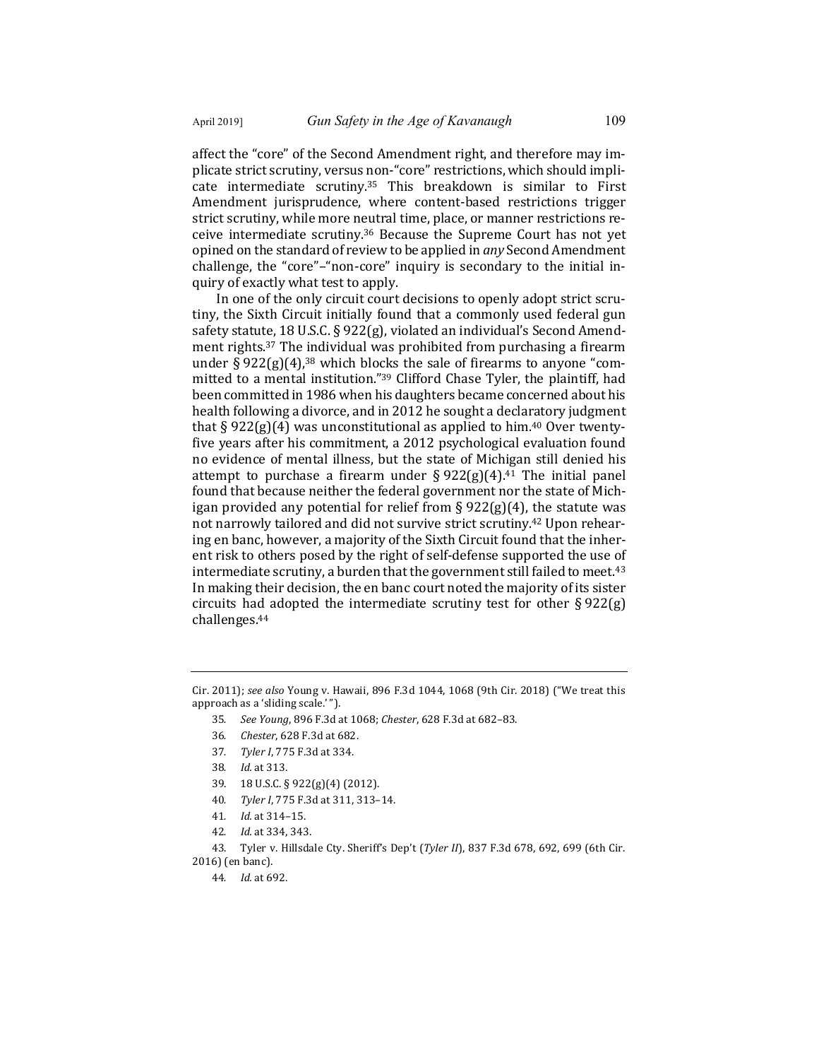affect the "core" of the Second Amendment right, and therefore may implicate strict scrutiny, versus non-"core" restrictions, which should implicate intermediate scrutiny.[35] This breakdown is similar to First Amendment jurisprudence, where content-based restrictions trigger strict scrutiny, while more neutral time, place, or manner restrictions receive intermediate scrutiny.[36] Because the Supreme Court has not yet opined on the standard of review to be applied in *any* Second Amendment challenge, the "core"–"non-core" inquiry is secondary to the initial inquiry of exactly what test to apply.

In one of the only circuit court decisions to openly adopt strict scrutiny, the Sixth Circuit initially found that a commonly used federal gun safety statute, 18 U.S.C. § 922(g), violated an individual's Second Amendment rights.[37] The individual was prohibited from purchasing a firearm under § 922(g)(4),[38] which blocks the sale of firearms to anyone "committed to a mental institution."[39] Clifford Chase Tyler, the plaintiff, had been committed in 1986 when his daughters became concerned about his health following a divorce, and in 2012 he sought a declaratory judgment that § 922(g)(4) was unconstitutional as applied to him.[40] Over twenty-five years after his commitment, a 2012 psychological evaluation found no evidence of mental illness, but the state of Michigan still denied his attempt to purchase a firearm under § 922(g)(4).[41] The initial panel found that because neither the federal government nor the state of Michigan provided any potential for relief from § 922(g)(4), the statute was not narrowly tailored and did not survive strict scrutiny.[42] Upon rehearing en banc, however, a majority of the Sixth Circuit found that the inherent risk to others posed by the right of self-defense supported the use of intermediate scrutiny, a burden that the government still failed to meet.[43] In making their decision, the en banc court noted the majority of its sister circuits had adopted the intermediate scrutiny test for other § 922(g) challenges.[44]

---

Cir. 2011); *see also* Young v. Hawaii, 896 F.3d 1044, 1068 (9th Cir. 2018) ("We treat this approach as a 'sliding scale.'").

35. *See Young*, 896 F.3d at 1068; *Chester*, 628 F.3d at 682–83.

36. *Chester*, 628 F.3d at 682.

37. *Tyler I*, 775 F.3d at 334.

38. *Id.* at 313.

39. 18 U.S.C. § 922(g)(4) (2012).

40. *Tyler I*, 775 F.3d at 311, 313–14.

41. *Id.* at 314–15.

42. *Id.* at 334, 343.

43. Tyler v. Hillsdale Cty. Sheriff's Dep't (*Tyler II*), 837 F.3d 678, 692, 699 (6th Cir. 2016) (en banc).

44. *Id.* at 692.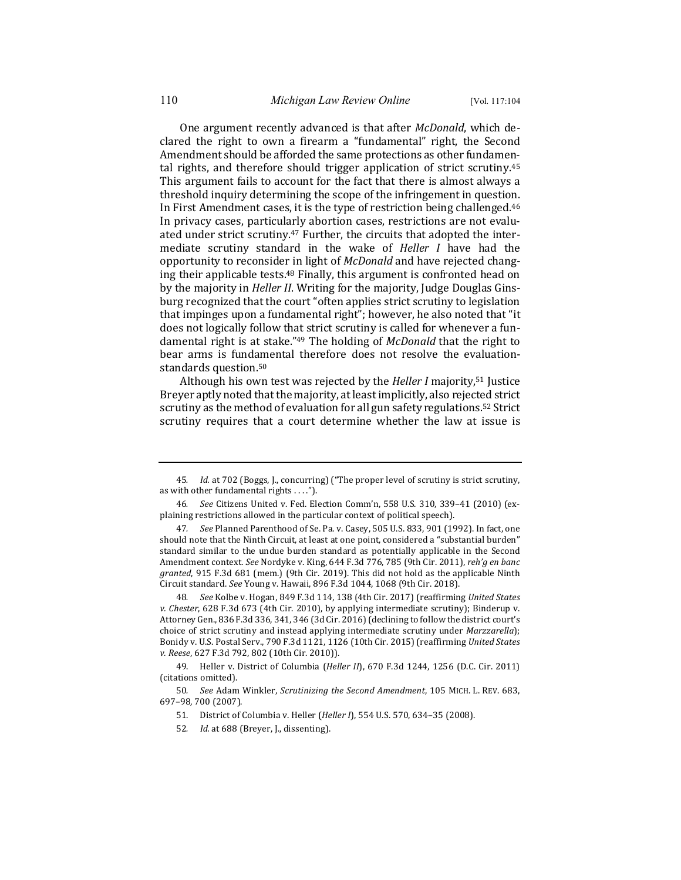One argument recently advanced is that after *McDonald*, which declared the right to own a firearm a "fundamental" right, the Second Amendment should be afforded the same protections as other fundamental rights, and therefore should trigger application of strict scrutiny.[45] This argument fails to account for the fact that there is almost always a threshold inquiry determining the scope of the infringement in question. In First Amendment cases, it is the type of restriction being challenged.[46] In privacy cases, particularly abortion cases, restrictions are not evaluated under strict scrutiny.[47] Further, the circuits that adopted the intermediate scrutiny standard in the wake of *Heller I* have had the opportunity to reconsider in light of *McDonald* and have rejected changing their applicable tests.[48] Finally, this argument is confronted head on by the majority in *Heller II*. Writing for the majority, Judge Douglas Ginsburg recognized that the court "often applies strict scrutiny to legislation that impinges upon a fundamental right"; however, he also noted that "it does not logically follow that strict scrutiny is called for whenever a fundamental right is at stake."[49] The holding of *McDonald* that the right to bear arms is fundamental therefore does not resolve the evaluation-standards question.[50]

Although his own test was rejected by the *Heller I* majority,[51] Justice Breyer aptly noted that the majority, at least implicitly, also rejected strict scrutiny as the method of evaluation for all gun safety regulations.[52] Strict scrutiny requires that a court determine whether the law at issue is

---

45. *Id.* at 702 (Boggs, J., concurring) ("The proper level of scrutiny is strict scrutiny, as with other fundamental rights . . . .").

46. *See* Citizens United v. Fed. Election Comm'n, 558 U.S. 310, 339–41 (2010) (explaining restrictions allowed in the particular context of political speech).

47. *See* Planned Parenthood of Se. Pa. v. Casey, 505 U.S. 833, 901 (1992). In fact, one should note that the Ninth Circuit, at least at one point, considered a "substantial burden" standard similar to the undue burden standard as potentially applicable in the Second Amendment context. *See* Nordyke v. King, 644 F.3d 776, 785 (9th Cir. 2011), *reh'g en banc granted*, 915 F.3d 681 (mem.) (9th Cir. 2019). This did not hold as the applicable Ninth Circuit standard. *See* Young v. Hawaii, 896 F.3d 1044, 1068 (9th Cir. 2018).

48. *See* Kolbe v. Hogan, 849 F.3d 114, 138 (4th Cir. 2017) (reaffirming *United States v. Chester*, 628 F.3d 673 (4th Cir. 2010), by applying intermediate scrutiny); Binderup v. Attorney Gen., 836 F.3d 336, 341, 346 (3d Cir. 2016) (declining to follow the district court's choice of strict scrutiny and instead applying intermediate scrutiny under *Marzzarella*); Bonidy v. U.S. Postal Serv., 790 F.3d 1121, 1126 (10th Cir. 2015) (reaffirming *United States v. Reese*, 627 F.3d 792, 802 (10th Cir. 2010)).

49. Heller v. District of Columbia (*Heller II*), 670 F.3d 1244, 1256 (D.C. Cir. 2011) (citations omitted).

50. *See* Adam Winkler, *Scrutinizing the Second Amendment*, 105 MICH. L. REV. 683, 697–98, 700 (2007).

51. District of Columbia v. Heller (*Heller I*), 554 U.S. 570, 634–35 (2008).

52. *Id.* at 688 (Breyer, J., dissenting).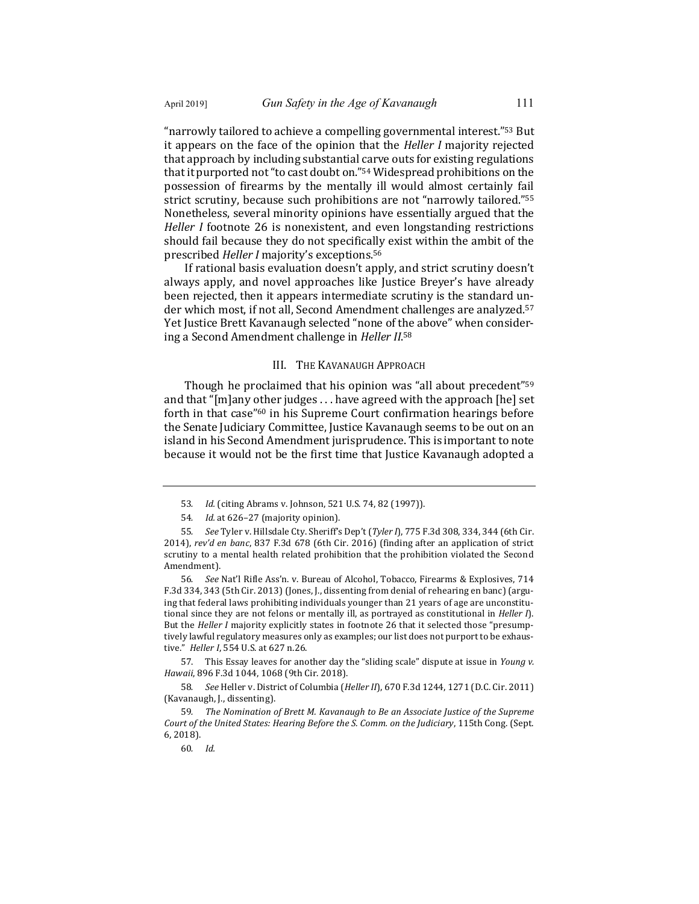"narrowly tailored to achieve a compelling governmental interest."[53] But it appears on the face of the opinion that the *Heller I* majority rejected that approach by including substantial carve outs for existing regulations that it purported not "to cast doubt on."[54] Widespread prohibitions on the possession of firearms by the mentally ill would almost certainly fail strict scrutiny, because such prohibitions are not "narrowly tailored."[55] Nonetheless, several minority opinions have essentially argued that the *Heller I* footnote 26 is nonexistent, and even longstanding restrictions should fail because they do not specifically exist within the ambit of the prescribed *Heller I* majority's exceptions.[56]

If rational basis evaluation doesn't apply, and strict scrutiny doesn't always apply, and novel approaches like Justice Breyer's have already been rejected, then it appears intermediate scrutiny is the standard under which most, if not all, Second Amendment challenges are analyzed.[57] Yet Justice Brett Kavanaugh selected "none of the above" when considering a Second Amendment challenge in *Heller II*.[58]

## III. THE KAVANAUGH APPROACH

Though he proclaimed that his opinion was "all about precedent"[59] and that "[m]any other judges . . . have agreed with the approach [he] set forth in that case"[60] in his Supreme Court confirmation hearings before the Senate Judiciary Committee, Justice Kavanaugh seems to be out on an island in his Second Amendment jurisprudence. This is important to note because it would not be the first time that Justice Kavanaugh adopted a

---

53. *Id.* (citing Abrams v. Johnson, 521 U.S. 74, 82 (1997)).

54. *Id.* at 626–27 (majority opinion).

55. *See* Tyler v. Hillsdale Cty. Sheriff's Dep't (*Tyler I*), 775 F.3d 308, 334, 344 (6th Cir. 2014), *rev'd en banc*, 837 F.3d 678 (6th Cir. 2016) (finding after an application of strict scrutiny to a mental health related prohibition that the prohibition violated the Second Amendment).

56. *See* Nat'l Rifle Ass'n. v. Bureau of Alcohol, Tobacco, Firearms & Explosives, 714 F.3d 334, 343 (5th Cir. 2013) (Jones, J., dissenting from denial of rehearing en banc) (arguing that federal laws prohibiting individuals younger than 21 years of age are unconstitutional since they are not felons or mentally ill, as portrayed as constitutional in *Heller I*). But the *Heller I* majority explicitly states in footnote 26 that it selected those "presumptively lawful regulatory measures only as examples; our list does not purport to be exhaustive." *Heller I*, 554 U.S. at 627 n.26.

57. This Essay leaves for another day the "sliding scale" dispute at issue in *Young v. Hawaii*, 896 F.3d 1044, 1068 (9th Cir. 2018).

58. *See* Heller v. District of Columbia (*Heller II*), 670 F.3d 1244, 1271 (D.C. Cir. 2011) (Kavanaugh, J., dissenting).

59. *The Nomination of Brett M. Kavanaugh to Be an Associate Justice of the Supreme Court of the United States: Hearing Before the S. Comm. on the Judiciary*, 115th Cong. (Sept. 6, 2018).

60. *Id.*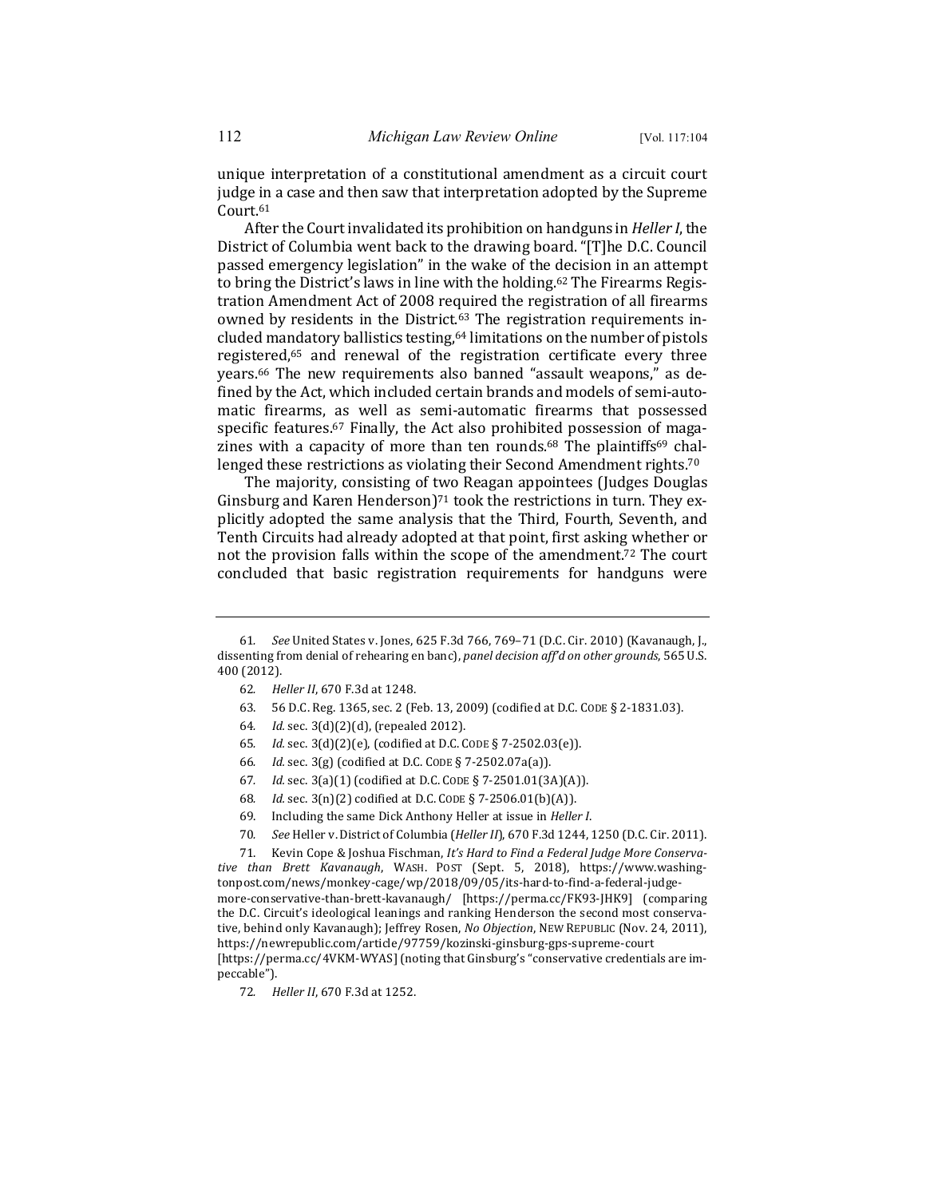unique interpretation of a constitutional amendment as a circuit court judge in a case and then saw that interpretation adopted by the Supreme Court.[61]

After the Court invalidated its prohibition on handguns in *Heller I*, the District of Columbia went back to the drawing board. "[T]he D.C. Council passed emergency legislation" in the wake of the decision in an attempt to bring the District's laws in line with the holding.[62] The Firearms Registration Amendment Act of 2008 required the registration of all firearms owned by residents in the District.[63] The registration requirements included mandatory ballistics testing,[64] limitations on the number of pistols registered,[65] and renewal of the registration certificate every three years.[66] The new requirements also banned "assault weapons," as defined by the Act, which included certain brands and models of semi-automatic firearms, as well as semi-automatic firearms that possessed specific features.[67] Finally, the Act also prohibited possession of magazines with a capacity of more than ten rounds.[68] The plaintiffs[69] challenged these restrictions as violating their Second Amendment rights.[70]

The majority, consisting of two Reagan appointees (Judges Douglas Ginsburg and Karen Henderson)[71] took the restrictions in turn. They explicitly adopted the same analysis that the Third, Fourth, Seventh, and Tenth Circuits had already adopted at that point, first asking whether or not the provision falls within the scope of the amendment.[72] The court concluded that basic registration requirements for handguns were

---

61. *See* United States v. Jones, 625 F.3d 766, 769–71 (D.C. Cir. 2010) (Kavanaugh, J., dissenting from denial of rehearing en banc), *panel decision aff'd on other grounds*, 565 U.S. 400 (2012).

62. *Heller II*, 670 F.3d at 1248.

63. 56 D.C. Reg. 1365, sec. 2 (Feb. 13, 2009) (codified at D.C. CODE § 2-1831.03).

64. *Id.* sec. 3(d)(2)(d), (repealed 2012).

65. *Id.* sec. 3(d)(2)(e), (codified at D.C. CODE § 7-2502.03(e)).

66. *Id.* sec. 3(g) (codified at D.C. CODE § 7-2502.07a(a)).

67. *Id.* sec. 3(a)(1) (codified at D.C. CODE § 7-2501.01(3A)(A)).

68. *Id.* sec. 3(n)(2) codified at D.C. CODE § 7-2506.01(b)(A)).

69. Including the same Dick Anthony Heller at issue in *Heller I*.

70. *See* Heller v. District of Columbia (*Heller II*), 670 F.3d 1244, 1250 (D.C. Cir. 2011).

71. Kevin Cope & Joshua Fischman, *It's Hard to Find a Federal Judge More Conservative than Brett Kavanaugh*, WASH. POST (Sept. 5, 2018), https://www.washingtonpost.com/news/monkey-cage/wp/2018/09/05/its-hard-to-find-a-federal-judge-more-conservative-than-brett-kavanaugh/ [https://perma.cc/FK93-JHK9] (comparing the D.C. Circuit's ideological leanings and ranking Henderson the second most conservative, behind only Kavanaugh); Jeffrey Rosen, *No Objection*, NEW REPUBLIC (Nov. 24, 2011), https://newrepublic.com/article/97759/kozinski-ginsburg-gps-supreme-court [https://perma.cc/4VKM-WYAS] (noting that Ginsburg's "conservative credentials are impeccable").

72. *Heller II*, 670 F.3d at 1252.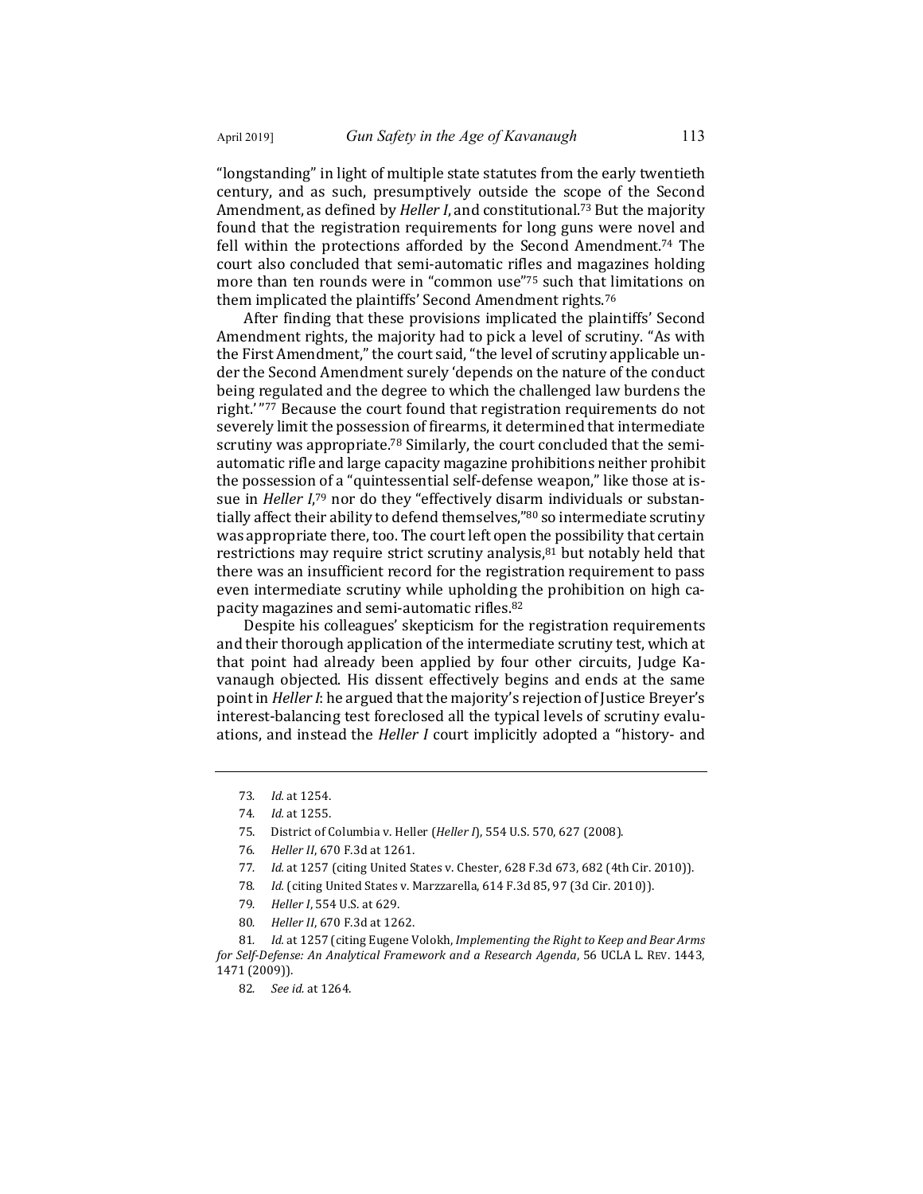"longstanding" in light of multiple state statutes from the early twentieth century, and as such, presumptively outside the scope of the Second Amendment, as defined by *Heller I*, and constitutional.[73] But the majority found that the registration requirements for long guns were novel and fell within the protections afforded by the Second Amendment.[74] The court also concluded that semi-automatic rifles and magazines holding more than ten rounds were in "common use"[75] such that limitations on them implicated the plaintiffs' Second Amendment rights.[76]

After finding that these provisions implicated the plaintiffs' Second Amendment rights, the majority had to pick a level of scrutiny. "As with the First Amendment," the court said, "the level of scrutiny applicable under the Second Amendment surely 'depends on the nature of the conduct being regulated and the degree to which the challenged law burdens the right.'"[77] Because the court found that registration requirements do not severely limit the possession of firearms, it determined that intermediate scrutiny was appropriate.[78] Similarly, the court concluded that the semi-automatic rifle and large capacity magazine prohibitions neither prohibit the possession of a "quintessential self-defense weapon," like those at issue in *Heller I*,[79] nor do they "effectively disarm individuals or substantially affect their ability to defend themselves,"[80] so intermediate scrutiny was appropriate there, too. The court left open the possibility that certain restrictions may require strict scrutiny analysis,[81] but notably held that there was an insufficient record for the registration requirement to pass even intermediate scrutiny while upholding the prohibition on high capacity magazines and semi-automatic rifles.[82]

Despite his colleagues' skepticism for the registration requirements and their thorough application of the intermediate scrutiny test, which at that point had already been applied by four other circuits, Judge Kavanaugh objected. His dissent effectively begins and ends at the same point in *Heller I*: he argued that the majority's rejection of Justice Breyer's interest-balancing test foreclosed all the typical levels of scrutiny evaluations, and instead the *Heller I* court implicitly adopted a "history- and

---

73. *Id.* at 1254.

74. *Id.* at 1255.

75. District of Columbia v. Heller (*Heller I*), 554 U.S. 570, 627 (2008).

76. *Heller II*, 670 F.3d at 1261.

77. *Id.* at 1257 (citing United States v. Chester, 628 F.3d 673, 682 (4th Cir. 2010)).

78. *Id.* (citing United States v. Marzzarella, 614 F.3d 85, 97 (3d Cir. 2010)).

79. *Heller I*, 554 U.S. at 629.

80. *Heller II*, 670 F.3d at 1262.

81. *Id.* at 1257 (citing Eugene Volokh, *Implementing the Right to Keep and Bear Arms for Self-Defense: An Analytical Framework and a Research Agenda*, 56 UCLA L. REV. 1443, 1471 (2009)).

82. *See id.* at 1264.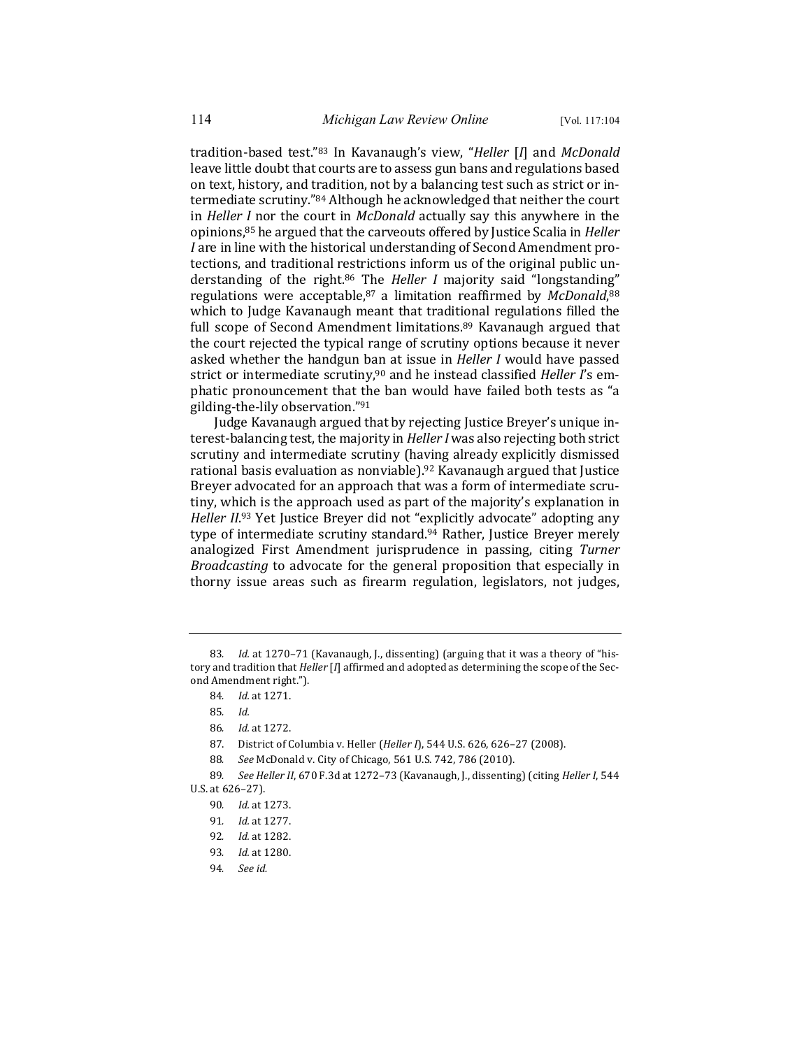tradition-based test."[83] In Kavanaugh's view, "*Heller* [*I*] and *McDonald* leave little doubt that courts are to assess gun bans and regulations based on text, history, and tradition, not by a balancing test such as strict or intermediate scrutiny."[84] Although he acknowledged that neither the court in *Heller I* nor the court in *McDonald* actually say this anywhere in the opinions,[85] he argued that the carveouts offered by Justice Scalia in *Heller I* are in line with the historical understanding of Second Amendment protections, and traditional restrictions inform us of the original public understanding of the right.[86] The *Heller I* majority said "longstanding" regulations were acceptable,[87] a limitation reaffirmed by *McDonald*,[88] which to Judge Kavanaugh meant that traditional regulations filled the full scope of Second Amendment limitations.[89] Kavanaugh argued that the court rejected the typical range of scrutiny options because it never asked whether the handgun ban at issue in *Heller I* would have passed strict or intermediate scrutiny,[90] and he instead classified *Heller I*'s emphatic pronouncement that the ban would have failed both tests as "a gilding-the-lily observation."[91]

Judge Kavanaugh argued that by rejecting Justice Breyer's unique interest-balancing test, the majority in *Heller I* was also rejecting both strict scrutiny and intermediate scrutiny (having already explicitly dismissed rational basis evaluation as nonviable).[92] Kavanaugh argued that Justice Breyer advocated for an approach that was a form of intermediate scrutiny, which is the approach used as part of the majority's explanation in *Heller II*.[93] Yet Justice Breyer did not "explicitly advocate" adopting any type of intermediate scrutiny standard.[94] Rather, Justice Breyer merely analogized First Amendment jurisprudence in passing, citing *Turner Broadcasting* to advocate for the general proposition that especially in thorny issue areas such as firearm regulation, legislators, not judges,

---

83. *Id.* at 1270–71 (Kavanaugh, J., dissenting) (arguing that it was a theory of "history and tradition that *Heller* [*I*] affirmed and adopted as determining the scope of the Second Amendment right.").

84. *Id.* at 1271.

85. *Id.*

86. *Id.* at 1272.

87. District of Columbia v. Heller (*Heller I*), 544 U.S. 626, 626–27 (2008).

88. *See* McDonald v. City of Chicago, 561 U.S. 742, 786 (2010).

89. *See Heller II*, 670 F.3d at 1272–73 (Kavanaugh, J., dissenting) (citing *Heller I*, 544 U.S. at 626–27).

90. *Id.* at 1273.

91. *Id.* at 1277.

92. *Id.* at 1282.

93. *Id.* at 1280.

94. *See id.*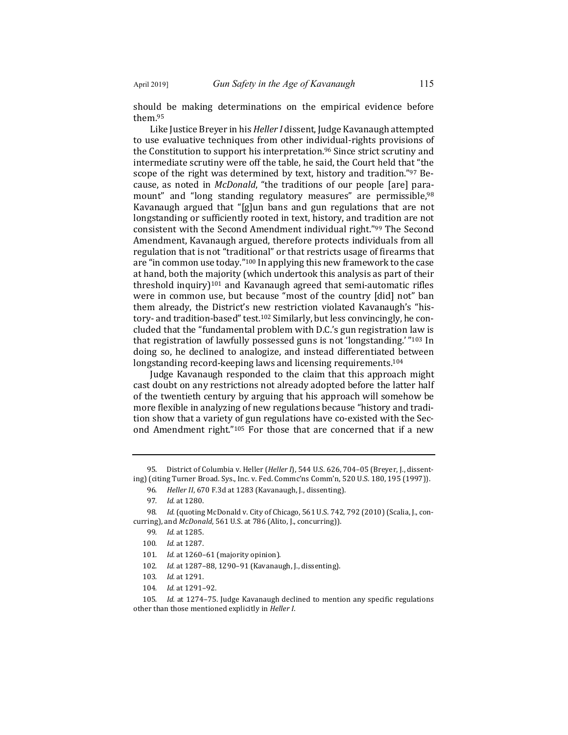should be making determinations on the empirical evidence before them.[95]

Like Justice Breyer in his *Heller I* dissent, Judge Kavanaugh attempted to use evaluative techniques from other individual-rights provisions of the Constitution to support his interpretation.[96] Since strict scrutiny and intermediate scrutiny were off the table, he said, the Court held that "the scope of the right was determined by text, history and tradition."[97] Because, as noted in *McDonald*, "the traditions of our people [are] paramount" and "long standing regulatory measures" are permissible,[98] Kavanaugh argued that "[g]un bans and gun regulations that are not longstanding or sufficiently rooted in text, history, and tradition are not consistent with the Second Amendment individual right."[99] The Second Amendment, Kavanaugh argued, therefore protects individuals from all regulation that is not "traditional" or that restricts usage of firearms that are "in common use today."[100] In applying this new framework to the case at hand, both the majority (which undertook this analysis as part of their threshold inquiry)[101] and Kavanaugh agreed that semi-automatic rifles were in common use, but because "most of the country [did] not" ban them already, the District's new restriction violated Kavanaugh's "history- and tradition-based" test.[102] Similarly, but less convincingly, he concluded that the "fundamental problem with D.C.'s gun registration law is that registration of lawfully possessed guns is not 'longstanding.' "[103] In doing so, he declined to analogize, and instead differentiated between longstanding record-keeping laws and licensing requirements.[104]

Judge Kavanaugh responded to the claim that this approach might cast doubt on any restrictions not already adopted before the latter half of the twentieth century by arguing that his approach will somehow be more flexible in analyzing of new regulations because "history and tradition show that a variety of gun regulations have co-existed with the Second Amendment right."[105] For those that are concerned that if a new

---

95. District of Columbia v. Heller (*Heller I*), 544 U.S. 626, 704–05 (Breyer, J., dissenting) (citing Turner Broad. Sys., Inc. v. Fed. Commc'ns Comm'n, 520 U.S. 180, 195 (1997)).

96. *Heller II*, 670 F.3d at 1283 (Kavanaugh, J., dissenting).

97. *Id.* at 1280.

98. *Id.* (quoting McDonald v. City of Chicago, 561 U.S. 742, 792 (2010) (Scalia, J., concurring), and *McDonald*, 561 U.S. at 786 (Alito, J., concurring)).

99. *Id.* at 1285.

100. *Id.* at 1287.

101. *Id.* at 1260–61 (majority opinion).

102. *Id.* at 1287–88, 1290–91 (Kavanaugh, J., dissenting).

103. *Id.* at 1291.

104. *Id.* at 1291–92.

105. *Id.* at 1274–75. Judge Kavanaugh declined to mention any specific regulations other than those mentioned explicitly in *Heller I*.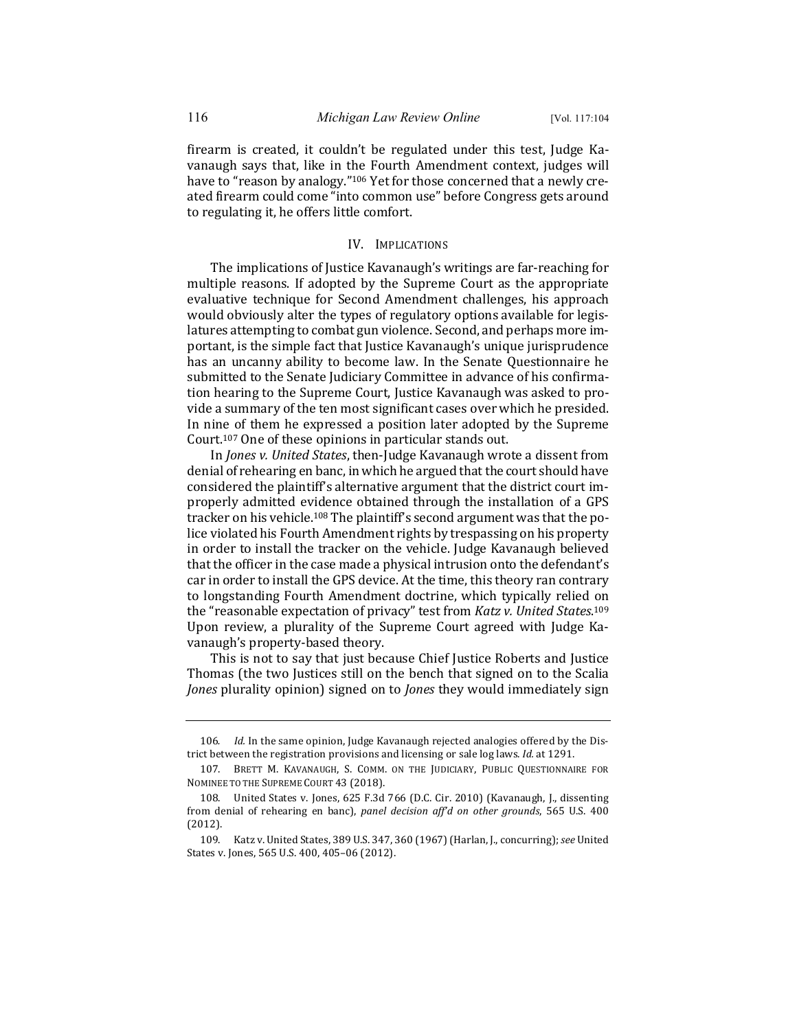firearm is created, it couldn't be regulated under this test, Judge Kavanaugh says that, like in the Fourth Amendment context, judges will have to "reason by analogy."[106] Yet for those concerned that a newly created firearm could come "into common use" before Congress gets around to regulating it, he offers little comfort.

## IV. Implications

The implications of Justice Kavanaugh's writings are far-reaching for multiple reasons. If adopted by the Supreme Court as the appropriate evaluative technique for Second Amendment challenges, his approach would obviously alter the types of regulatory options available for legislatures attempting to combat gun violence. Second, and perhaps more important, is the simple fact that Justice Kavanaugh's unique jurisprudence has an uncanny ability to become law. In the Senate Questionnaire he submitted to the Senate Judiciary Committee in advance of his confirmation hearing to the Supreme Court, Justice Kavanaugh was asked to provide a summary of the ten most significant cases over which he presided. In nine of them he expressed a position later adopted by the Supreme Court.[107] One of these opinions in particular stands out.

In *Jones v. United States*, then-Judge Kavanaugh wrote a dissent from denial of rehearing en banc, in which he argued that the court should have considered the plaintiff's alternative argument that the district court improperly admitted evidence obtained through the installation of a GPS tracker on his vehicle.[108] The plaintiff's second argument was that the police violated his Fourth Amendment rights by trespassing on his property in order to install the tracker on the vehicle. Judge Kavanaugh believed that the officer in the case made a physical intrusion onto the defendant's car in order to install the GPS device. At the time, this theory ran contrary to longstanding Fourth Amendment doctrine, which typically relied on the "reasonable expectation of privacy" test from *Katz v. United States*.[109] Upon review, a plurality of the Supreme Court agreed with Judge Kavanaugh's property-based theory.

This is not to say that just because Chief Justice Roberts and Justice Thomas (the two Justices still on the bench that signed on to the Scalia *Jones* plurality opinion) signed on to *Jones* they would immediately sign

---

106. *Id.* In the same opinion, Judge Kavanaugh rejected analogies offered by the District between the registration provisions and licensing or sale log laws. *Id.* at 1291.

107. Brett M. Kavanaugh, S. Comm. on the Judiciary, Public Questionnaire for Nominee to the Supreme Court 43 (2018).

108. United States v. Jones, 625 F.3d 766 (D.C. Cir. 2010) (Kavanaugh, J., dissenting from denial of rehearing en banc), *panel decision aff'd on other grounds*, 565 U.S. 400 (2012).

109. Katz v. United States, 389 U.S. 347, 360 (1967) (Harlan, J., concurring); *see* United States v. Jones, 565 U.S. 400, 405–06 (2012).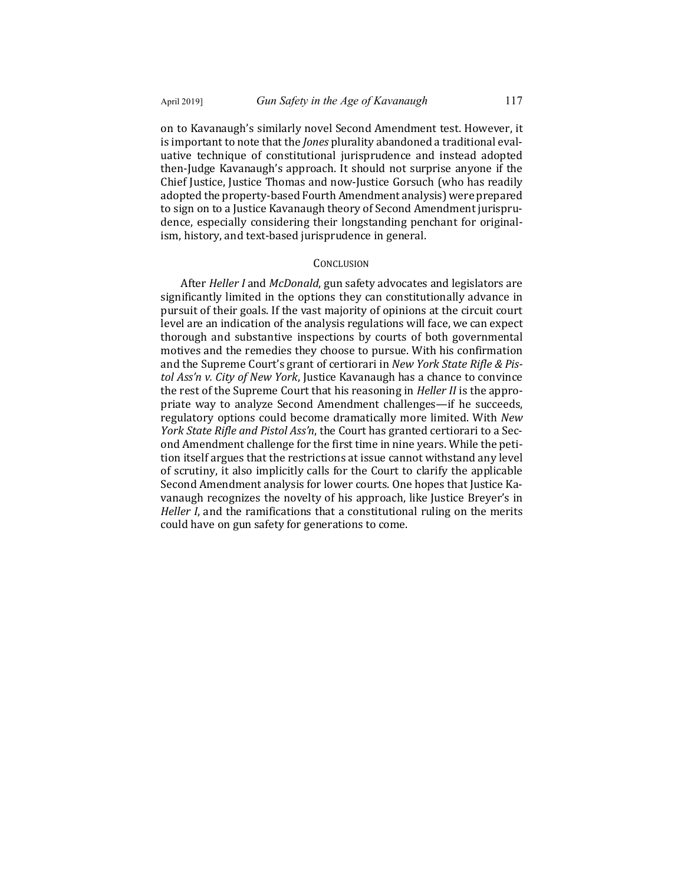on to Kavanaugh's similarly novel Second Amendment test. However, it is important to note that the *Jones* plurality abandoned a traditional evaluative technique of constitutional jurisprudence and instead adopted then-Judge Kavanaugh's approach. It should not surprise anyone if the Chief Justice, Justice Thomas and now-Justice Gorsuch (who has readily adopted the property-based Fourth Amendment analysis) were prepared to sign on to a Justice Kavanaugh theory of Second Amendment jurisprudence, especially considering their longstanding penchant for originalism, history, and text-based jurisprudence in general.

## CONCLUSION

After *Heller I* and *McDonald*, gun safety advocates and legislators are significantly limited in the options they can constitutionally advance in pursuit of their goals. If the vast majority of opinions at the circuit court level are an indication of the analysis regulations will face, we can expect thorough and substantive inspections by courts of both governmental motives and the remedies they choose to pursue. With his confirmation and the Supreme Court's grant of certiorari in *New York State Rifle & Pistol Ass'n v. City of New York*, Justice Kavanaugh has a chance to convince the rest of the Supreme Court that his reasoning in *Heller II* is the appropriate way to analyze Second Amendment challenges—if he succeeds, regulatory options could become dramatically more limited. With *New York State Rifle and Pistol Ass'n*, the Court has granted certiorari to a Second Amendment challenge for the first time in nine years. While the petition itself argues that the restrictions at issue cannot withstand any level of scrutiny, it also implicitly calls for the Court to clarify the applicable Second Amendment analysis for lower courts. One hopes that Justice Kavanaugh recognizes the novelty of his approach, like Justice Breyer's in *Heller I*, and the ramifications that a constitutional ruling on the merits could have on gun safety for generations to come.